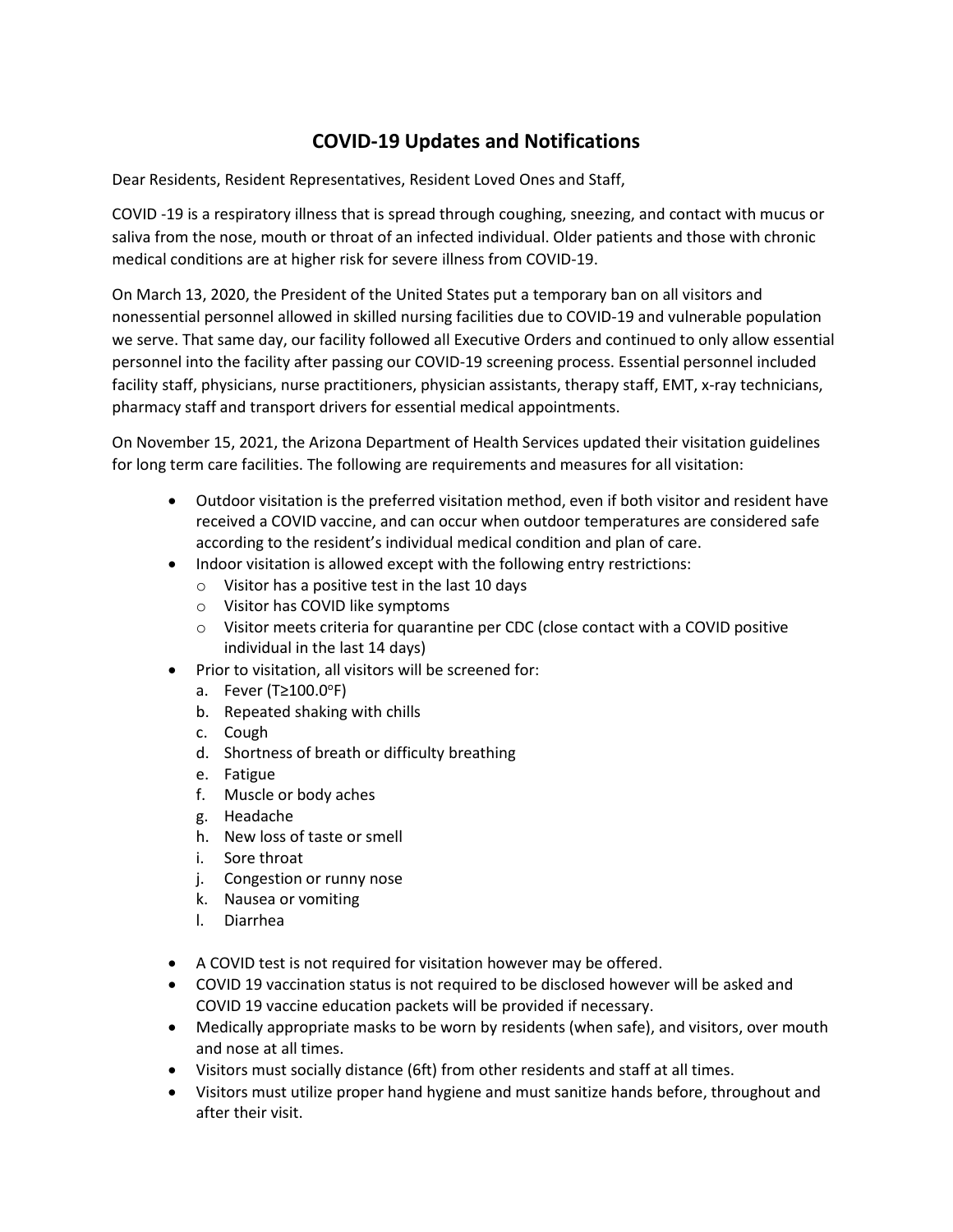# COVID-19 Updates and Notifications

Dear Residents, Resident Representatives, Resident Loved Ones and Staff,

COVID -19 is a respiratory illness that is spread through coughing, sneezing, and contact with mucus or saliva from the nose, mouth or throat of an infected individual. Older patients and those with chronic medical conditions are at higher risk for severe illness from COVID-19.

On March 13, 2020, the President of the United States put a temporary ban on all visitors and nonessential personnel allowed in skilled nursing facilities due to COVID-19 and vulnerable population we serve. That same day, our facility followed all Executive Orders and continued to only allow essential personnel into the facility after passing our COVID-19 screening process. Essential personnel included facility staff, physicians, nurse practitioners, physician assistants, therapy staff, EMT, x-ray technicians, pharmacy staff and transport drivers for essential medical appointments.

On November 15, 2021, the Arizona Department of Health Services updated their visitation guidelines for long term care facilities. The following are requirements and measures for all visitation:

- Outdoor visitation is the preferred visitation method, even if both visitor and resident have received a COVID vaccine, and can occur when outdoor temperatures are considered safe according to the resident's individual medical condition and plan of care.
- Indoor visitation is allowed except with the following entry restrictions:
  - Visitor has a positive test in the last 10 days
  - Visitor has COVID like symptoms
  - Visitor meets criteria for quarantine per CDC (close contact with a COVID positive individual in the last 14 days)
- Prior to visitation, all visitors will be screened for:
  a. Fever (T≥100.0°F)
  b. Repeated shaking with chills
  c. Cough
  d. Shortness of breath or difficulty breathing
  e. Fatigue
  f. Muscle or body aches
  g. Headache
  h. New loss of taste or smell
  i. Sore throat
  j. Congestion or runny nose
  k. Nausea or vomiting
  l. Diarrhea

- A COVID test is not required for visitation however may be offered.
- COVID 19 vaccination status is not required to be disclosed however will be asked and COVID 19 vaccine education packets will be provided if necessary.
- Medically appropriate masks to be worn by residents (when safe), and visitors, over mouth and nose at all times.
- Visitors must socially distance (6ft) from other residents and staff at all times.
- Visitors must utilize proper hand hygiene and must sanitize hands before, throughout and after their visit.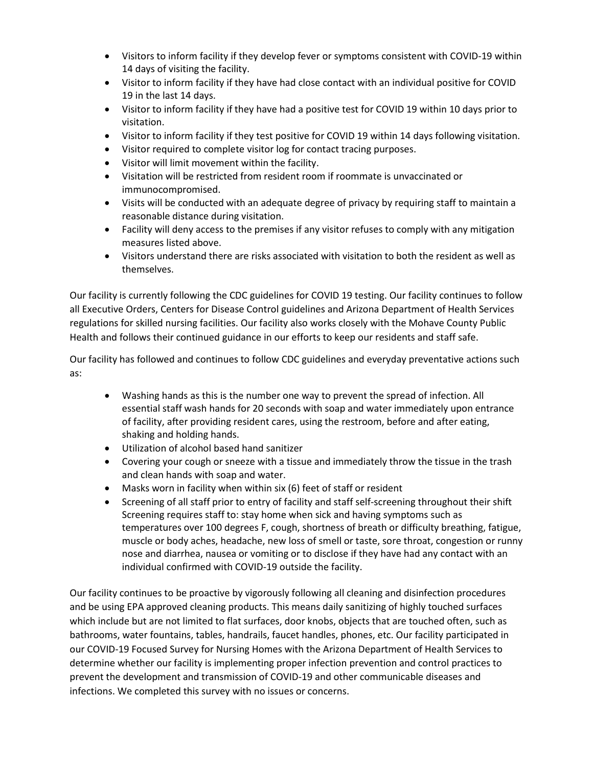- Visitors to inform facility if they develop fever or symptoms consistent with COVID-19 within 14 days of visiting the facility.
- Visitor to inform facility if they have had close contact with an individual positive for COVID 19 in the last 14 days.
- Visitor to inform facility if they have had a positive test for COVID 19 within 10 days prior to visitation.
- Visitor to inform facility if they test positive for COVID 19 within 14 days following visitation.
- Visitor required to complete visitor log for contact tracing purposes.
- Visitor will limit movement within the facility.
- Visitation will be restricted from resident room if roommate is unvaccinated or immunocompromised.
- Visits will be conducted with an adequate degree of privacy by requiring staff to maintain a reasonable distance during visitation.
- Facility will deny access to the premises if any visitor refuses to comply with any mitigation measures listed above.
- Visitors understand there are risks associated with visitation to both the resident as well as themselves.

Our facility is currently following the CDC guidelines for COVID 19 testing. Our facility continues to follow all Executive Orders, Centers for Disease Control guidelines and Arizona Department of Health Services regulations for skilled nursing facilities. Our facility also works closely with the Mohave County Public Health and follows their continued guidance in our efforts to keep our residents and staff safe.

Our facility has followed and continues to follow CDC guidelines and everyday preventative actions such as:

- Washing hands as this is the number one way to prevent the spread of infection. All essential staff wash hands for 20 seconds with soap and water immediately upon entrance of facility, after providing resident cares, using the restroom, before and after eating, shaking and holding hands.
- Utilization of alcohol based hand sanitizer
- Covering your cough or sneeze with a tissue and immediately throw the tissue in the trash and clean hands with soap and water.
- Masks worn in facility when within six (6) feet of staff or resident
- Screening of all staff prior to entry of facility and staff self-screening throughout their shift Screening requires staff to: stay home when sick and having symptoms such as temperatures over 100 degrees F, cough, shortness of breath or difficulty breathing, fatigue, muscle or body aches, headache, new loss of smell or taste, sore throat, congestion or runny nose and diarrhea, nausea or vomiting or to disclose if they have had any contact with an individual confirmed with COVID-19 outside the facility.

Our facility continues to be proactive by vigorously following all cleaning and disinfection procedures and be using EPA approved cleaning products. This means daily sanitizing of highly touched surfaces which include but are not limited to flat surfaces, door knobs, objects that are touched often, such as bathrooms, water fountains, tables, handrails, faucet handles, phones, etc. Our facility participated in our COVID-19 Focused Survey for Nursing Homes with the Arizona Department of Health Services to determine whether our facility is implementing proper infection prevention and control practices to prevent the development and transmission of COVID-19 and other communicable diseases and infections. We completed this survey with no issues or concerns.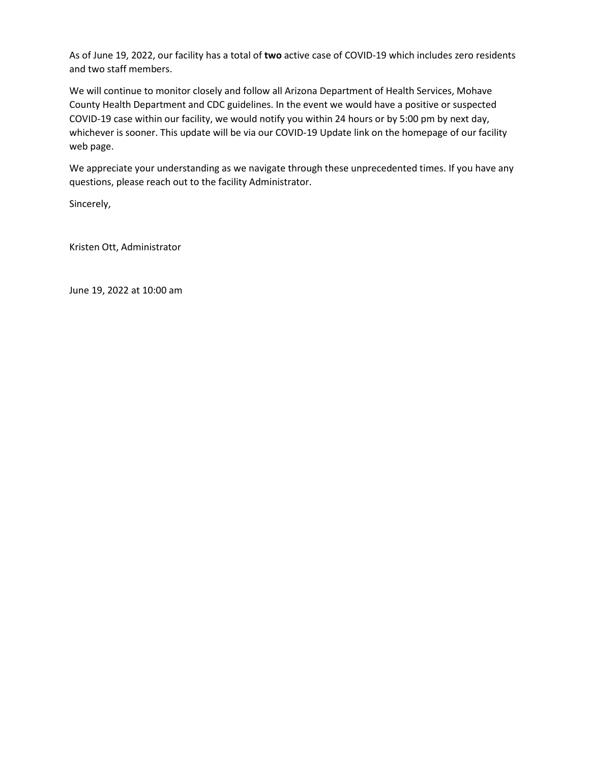As of June 19, 2022, our facility has a total of **two** active case of COVID-19 which includes zero residents and two staff members.

We will continue to monitor closely and follow all Arizona Department of Health Services, Mohave County Health Department and CDC guidelines. In the event we would have a positive or suspected COVID-19 case within our facility, we would notify you within 24 hours or by 5:00 pm by next day, whichever is sooner. This update will be via our COVID-19 Update link on the homepage of our facility web page.

We appreciate your understanding as we navigate through these unprecedented times. If you have any questions, please reach out to the facility Administrator.

Sincerely,

Kristen Ott, Administrator

June 19, 2022 at 10:00 am